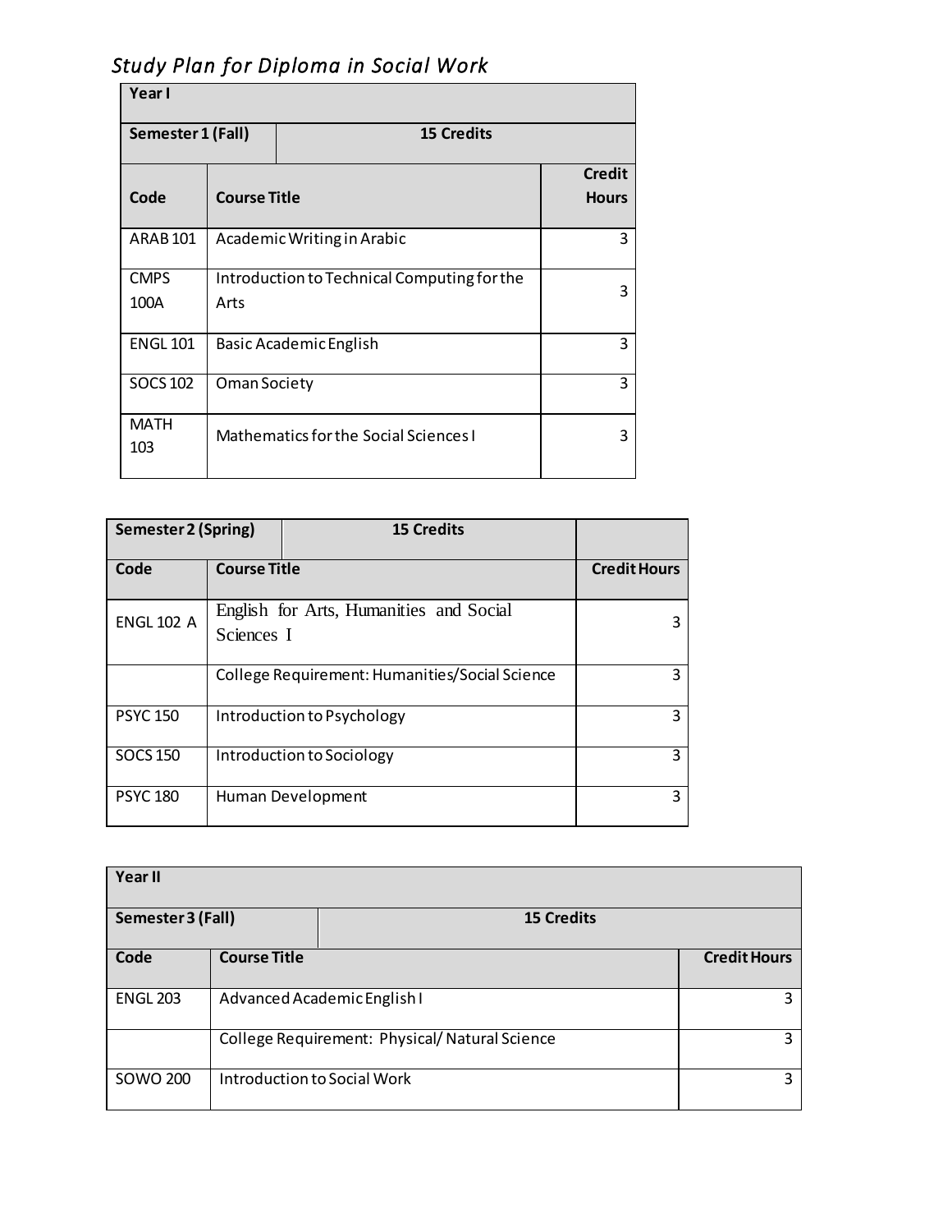# *Study Plan for Diploma in Social Work*

| **Year I** | | |
|---|---|---|
| **Semester 1 (Fall)** | **15 Credits** | |
| **Code** | **Course Title** | **Credit Hours** |
| ARAB 101 | Academic Writing in Arabic | 3 |
| CMPS 100A | Introduction to Technical Computing for the Arts | 3 |
| ENGL 101 | Basic Academic English | 3 |
| SOCS 102 | Oman Society | 3 |
| MATH 103 | Mathematics for the Social Sciences I | 3 |

| **Semester 2 (Spring)** | **15 Credits** | |
|---|---|---|
| **Code** | **Course Title** | **Credit Hours** |
| ENGL 102 A | English for Arts, Humanities and Social Sciences I | 3 |
| | College Requirement: Humanities/Social Science | 3 |
| PSYC 150 | Introduction to Psychology | 3 |
| SOCS 150 | Introduction to Sociology | 3 |
| PSYC 180 | Human Development | 3 |

| **Year II** | | |
|---|---|---|
| **Semester 3 (Fall)** | **15 Credits** | |
| **Code** | **Course Title** | **Credit Hours** |
| ENGL 203 | Advanced Academic English I | 3 |
| | College Requirement: Physical/ Natural Science | 3 |
| SOWO 200 | Introduction to Social Work | 3 |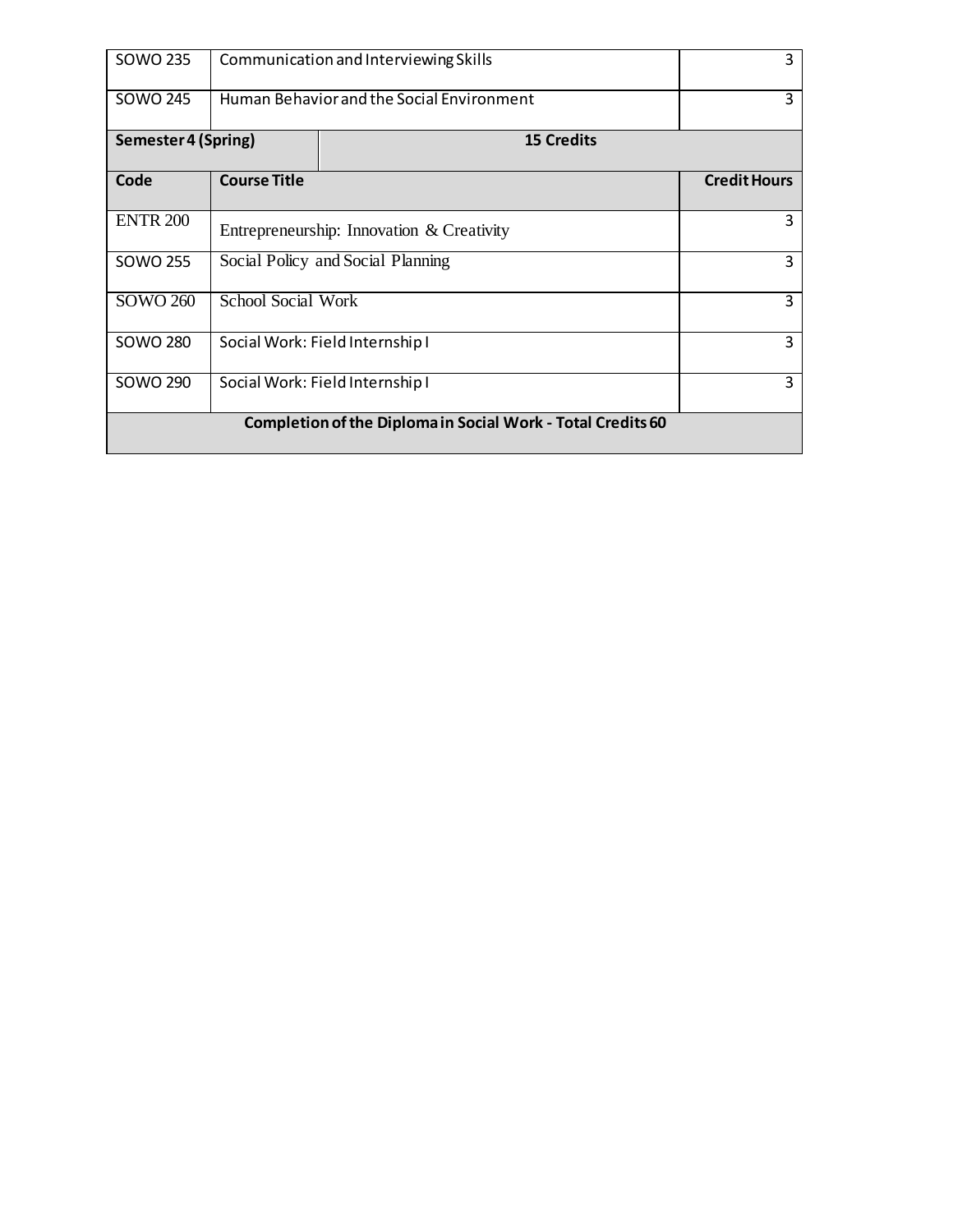| | | |
|---|---|---|
| SOWO 235 | Communication and Interviewing Skills | 3 |
| SOWO 245 | Human Behavior and the Social Environment | 3 |
| **Semester 4 (Spring)** | **15 Credits** | |
| **Code** | **Course Title** | **Credit Hours** |
| ENTR 200 | Entrepreneurship: Innovation & Creativity | 3 |
| SOWO 255 | Social Policy and Social Planning | 3 |
| SOWO 260 | School Social Work | 3 |
| SOWO 280 | Social Work: Field Internship I | 3 |
| SOWO 290 | Social Work: Field Internship I | 3 |
| **Completion of the Diploma in Social Work - Total Credits 60** | | |